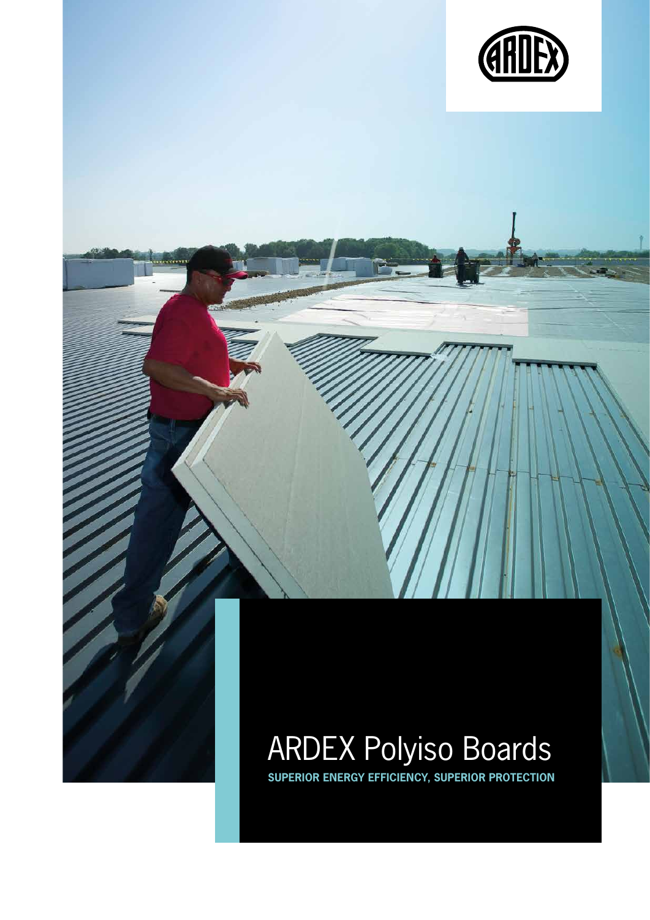# ARDEX Polyiso Boards

**SUPERIOR ENERGY EFFICIENCY, SUPERIOR PROTECTION**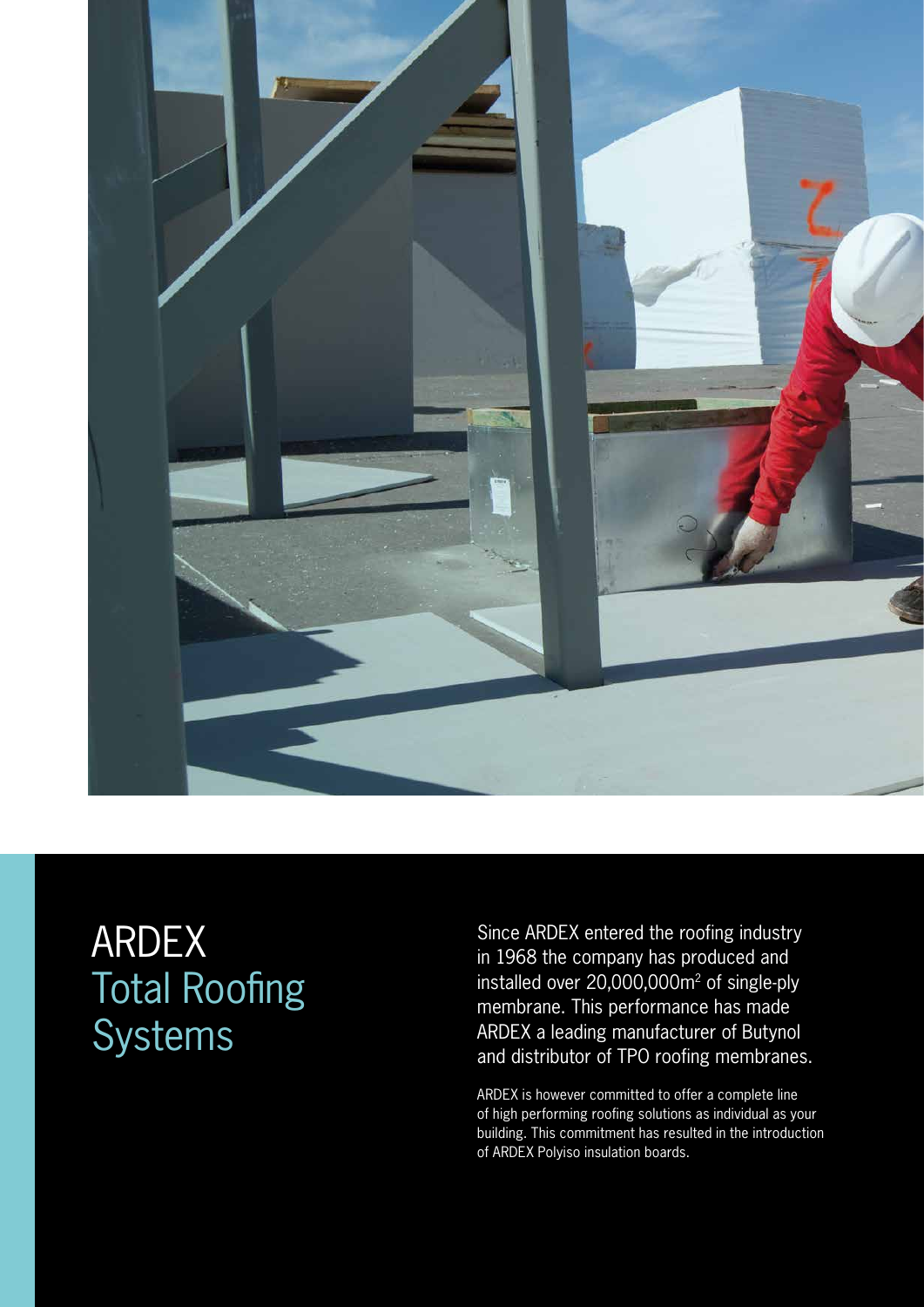# ARDEX Total Roofing Systems

Since ARDEX entered the roofing industry in 1968 the company has produced and installed over 20,000,000m$^2$ of single-ply membrane. This performance has made ARDEX a leading manufacturer of Butynol and distributor of TPO roofing membranes.

ARDEX is however committed to offer a complete line of high performing roofing solutions as individual as your building. This commitment has resulted in the introduction of ARDEX Polyiso insulation boards.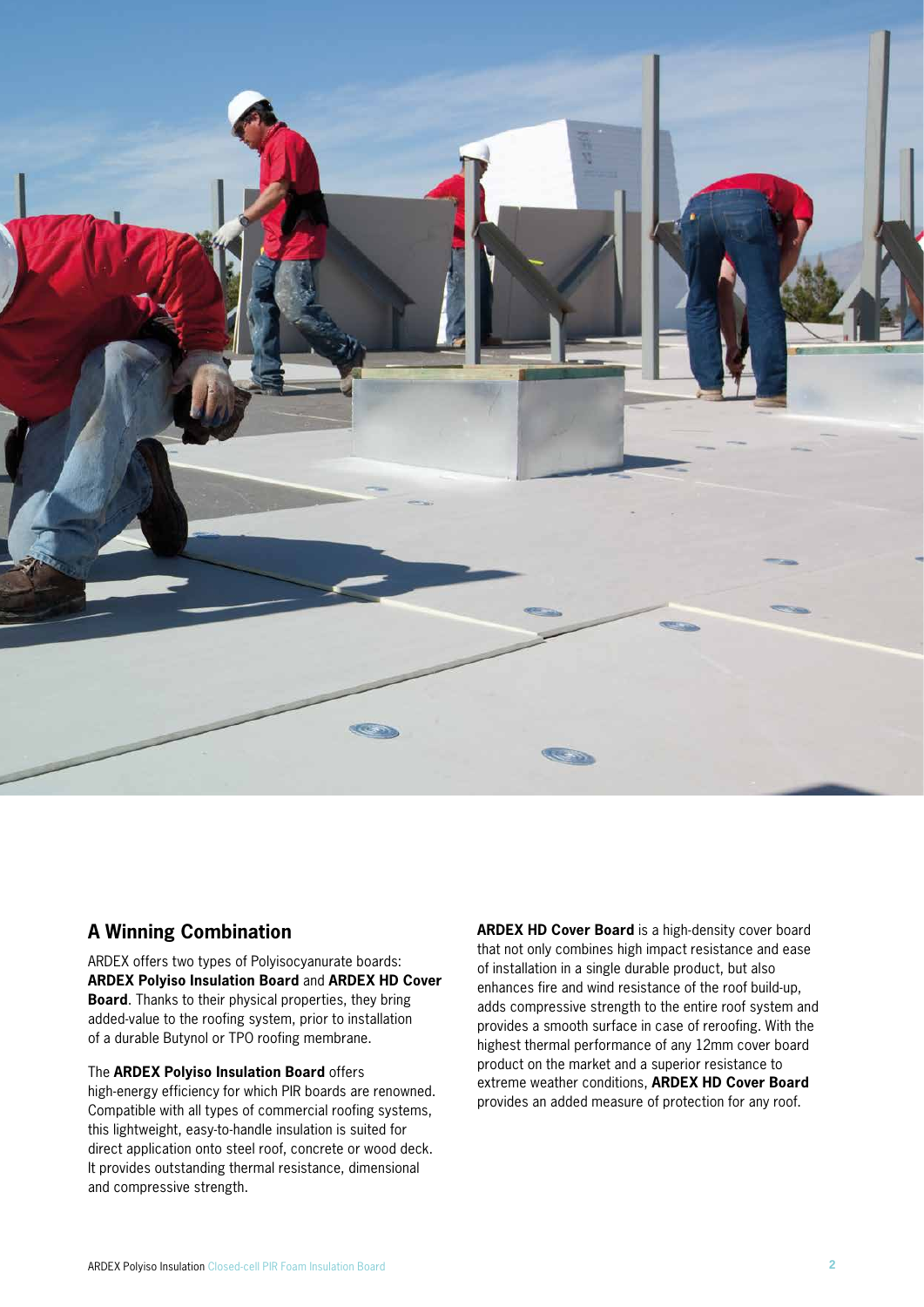## A Winning Combination

ARDEX offers two types of Polyisocyanurate boards: **ARDEX Polyiso Insulation Board** and **ARDEX HD Cover Board**. Thanks to their physical properties, they bring added-value to the roofing system, prior to installation of a durable Butynol or TPO roofing membrane.

The **ARDEX Polyiso Insulation Board** offers high-energy efficiency for which PIR boards are renowned. Compatible with all types of commercial roofing systems, this lightweight, easy-to-handle insulation is suited for direct application onto steel roof, concrete or wood deck. It provides outstanding thermal resistance, dimensional and compressive strength.

**ARDEX HD Cover Board** is a high-density cover board that not only combines high impact resistance and ease of installation in a single durable product, but also enhances fire and wind resistance of the roof build-up, adds compressive strength to the entire roof system and provides a smooth surface in case of reroofing. With the highest thermal performance of any 12mm cover board product on the market and a superior resistance to extreme weather conditions, **ARDEX HD Cover Board** provides an added measure of protection for any roof.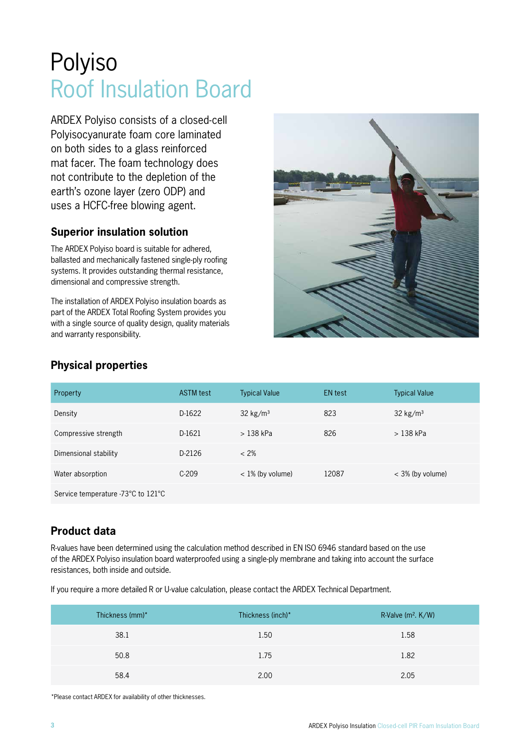# Polyiso Roof Insulation Board

ARDEX Polyiso consists of a closed-cell Polyisocyanurate foam core laminated on both sides to a glass reinforced mat facer. The foam technology does not contribute to the depletion of the earth's ozone layer (zero ODP) and uses a HCFC-free blowing agent.

## Superior insulation solution

The ARDEX Polyiso board is suitable for adhered, ballasted and mechanically fastened single-ply roofing systems. It provides outstanding thermal resistance, dimensional and compressive strength.

The installation of ARDEX Polyiso insulation boards as part of the ARDEX Total Roofing System provides you with a single source of quality design, quality materials and warranty responsibility.

## Physical properties

| Property | ASTM test | Typical Value | EN test | Typical Value |
|---|---|---|---|---|
| Density | D-1622 | 32 kg/m³ | 823 | 32 kg/m³ |
| Compressive strength | D-1621 | > 138 kPa | 826 | > 138 kPa |
| Dimensional stability | D-2126 | < 2% | | |
| Water absorption | C-209 | < 1% (by volume) | 12087 | < 3% (by volume) |
| Service temperature -73°C to 121°C | | | | |

## Product data

R-values have been determined using the calculation method described in EN ISO 6946 standard based on the use of the ARDEX Polyiso insulation board waterproofed using a single-ply membrane and taking into account the surface resistances, both inside and outside.

If you require a more detailed R or U-value calculation, please contact the ARDEX Technical Department.

| Thickness (mm)* | Thickness (inch)* | R-Valve (m². K/W) |
|---|---|---|
| 38.1 | 1.50 | 1.58 |
| 50.8 | 1.75 | 1.82 |
| 58.4 | 2.00 | 2.05 |

*Please contact ARDEX for availability of other thicknesses.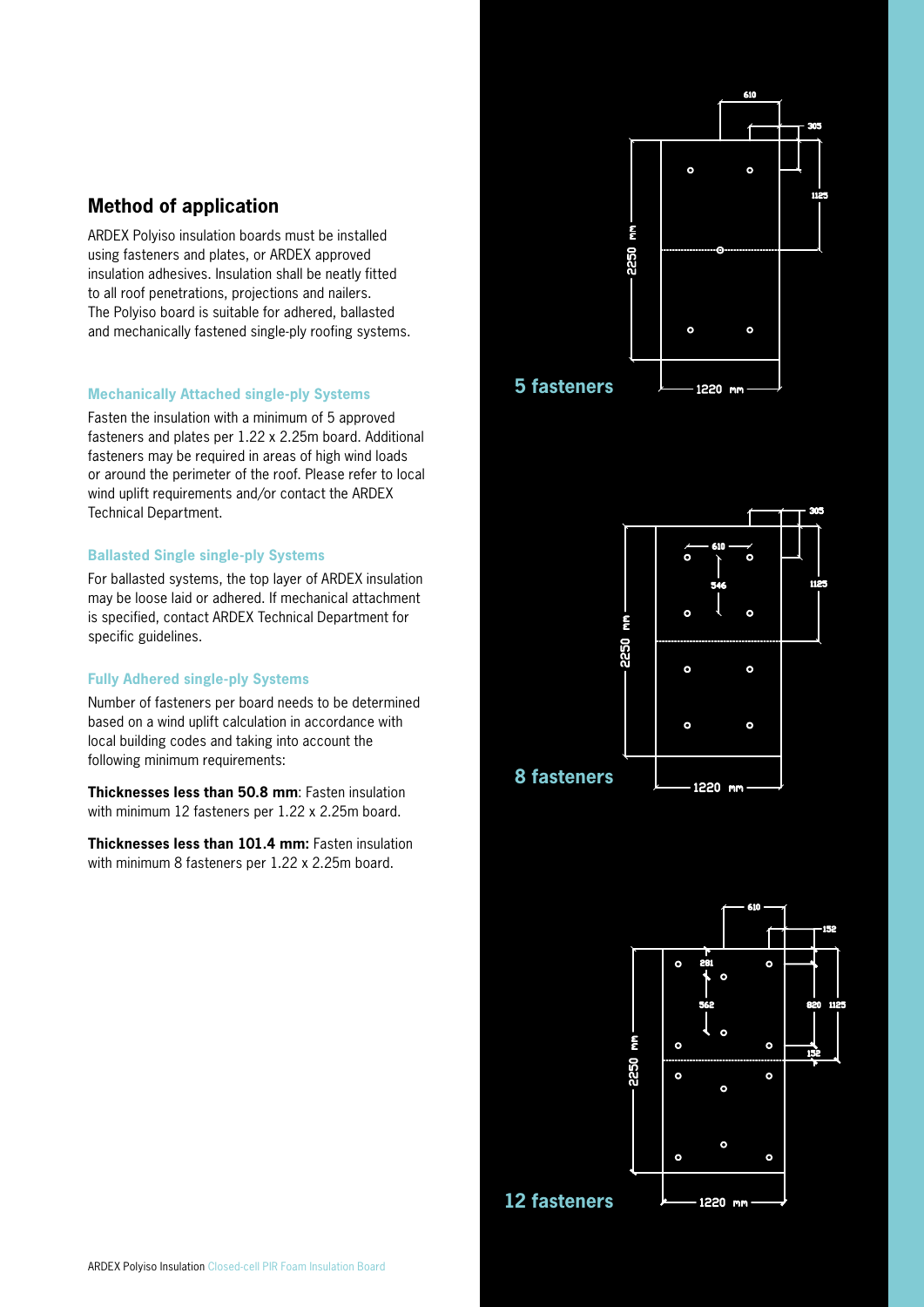## Method of application

ARDEX Polyiso insulation boards must be installed using fasteners and plates, or ARDEX approved insulation adhesives. Insulation shall be neatly fitted to all roof penetrations, projections and nailers. The Polyiso board is suitable for adhered, ballasted and mechanically fastened single-ply roofing systems.

### Mechanically Attached single-ply Systems

Fasten the insulation with a minimum of 5 approved fasteners and plates per 1.22 x 2.25m board. Additional fasteners may be required in areas of high wind loads or around the perimeter of the roof. Please refer to local wind uplift requirements and/or contact the ARDEX Technical Department.

### Ballasted Single single-ply Systems

For ballasted systems, the top layer of ARDEX insulation may be loose laid or adhered. If mechanical attachment is specified, contact ARDEX Technical Department for specific guidelines.

### Fully Adhered single-ply Systems

Number of fasteners per board needs to be determined based on a wind uplift calculation in accordance with local building codes and taking into account the following minimum requirements:

**Thicknesses less than 50.8 mm**: Fasten insulation with minimum 12 fasteners per 1.22 x 2.25m board.

**Thicknesses less than 101.4 mm:** Fasten insulation with minimum 8 fasteners per 1.22 x 2.25m board.

**5 fasteners**

610, 305, 1125, 2250 mm, 1220 mm

**8 fasteners**

305, 610, 546, 1125, 2250 mm, 1220 mm

**12 fasteners**

610, 152, 281, 562, 820, 1125, 152, 2250 mm, 1220 mm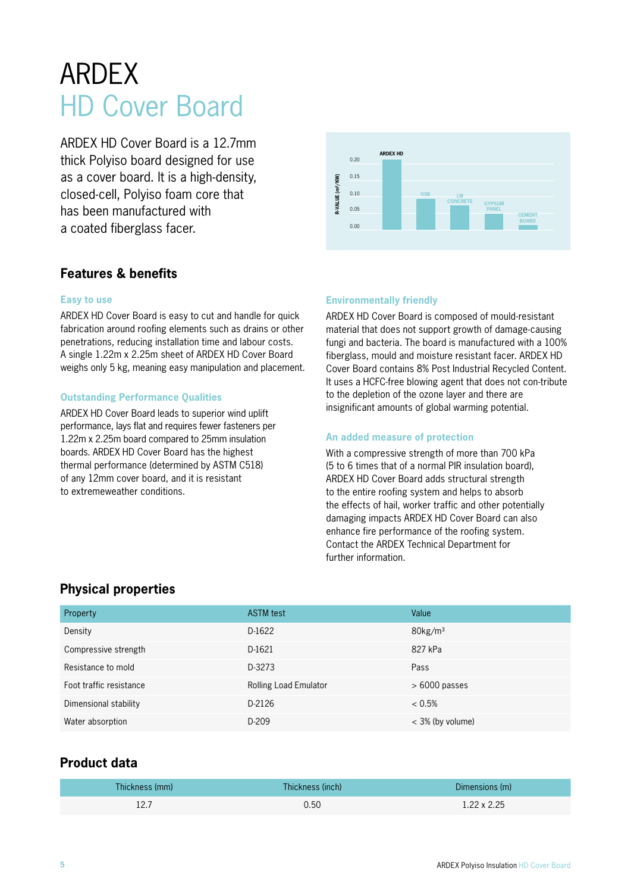# ARDEX
# HD Cover Board

ARDEX HD Cover Board is a 12.7mm thick Polyiso board designed for use as a cover board. It is a high-density, closed-cell, Polyiso foam core that has been manufactured with a coated fiberglass facer.

## Features & benefits

### Easy to use

ARDEX HD Cover Board is easy to cut and handle for quick fabrication around roofing elements such as drains or other penetrations, reducing installation time and labour costs. A single 1.22m x 2.25m sheet of ARDEX HD Cover Board weighs only 5 kg, meaning easy manipulation and placement.

### Outstanding Performance Qualities

ARDEX HD Cover Board leads to superior wind uplift performance, lays flat and requires fewer fasteners per 1.22m x 2.25m board compared to 25mm insulation boards. ARDEX HD Cover Board has the highest thermal performance (determined by ASTM C518) of any 12mm cover board, and it is resistant to extremeweather conditions.

### Environmentally friendly

ARDEX HD Cover Board is composed of mould-resistant material that does not support growth of damage-causing fungi and bacteria. The board is manufactured with a 100% fiberglass, mould and moisture resistant facer. ARDEX HD Cover Board contains 8% Post Industrial Recycled Content. It uses a HCFC-free blowing agent that does not con-tribute to the depletion of the ozone layer and there are insignificant amounts of global warming potential.

### An added measure of protection

With a compressive strength of more than 700 kPa (5 to 6 times that of a normal PIR insulation board), ARDEX HD Cover Board adds structural strength to the entire roofing system and helps to absorb the effects of hail, worker traffic and other potentially damaging impacts ARDEX HD Cover Board can also enhance fire performance of the roofing system. Contact the ARDEX Technical Department for further information.

## Physical properties

| Property | ASTM test | Value |
|---|---|---|
| Density | D-1622 | 80kg/m³ |
| Compressive strength | D-1621 | 827 kPa |
| Resistance to mold | D-3273 | Pass |
| Foot traffic resistance | Rolling Load Emulator | > 6000 passes |
| Dimensional stability | D-2126 | < 0.5% |
| Water absorption | D-209 | < 3% (by volume) |

## Product data

| Thickness (mm) | Thickness (inch) | Dimensions (m) |
|---|---|---|
| 12.7 | 0.50 | 1.22 x 2.25 |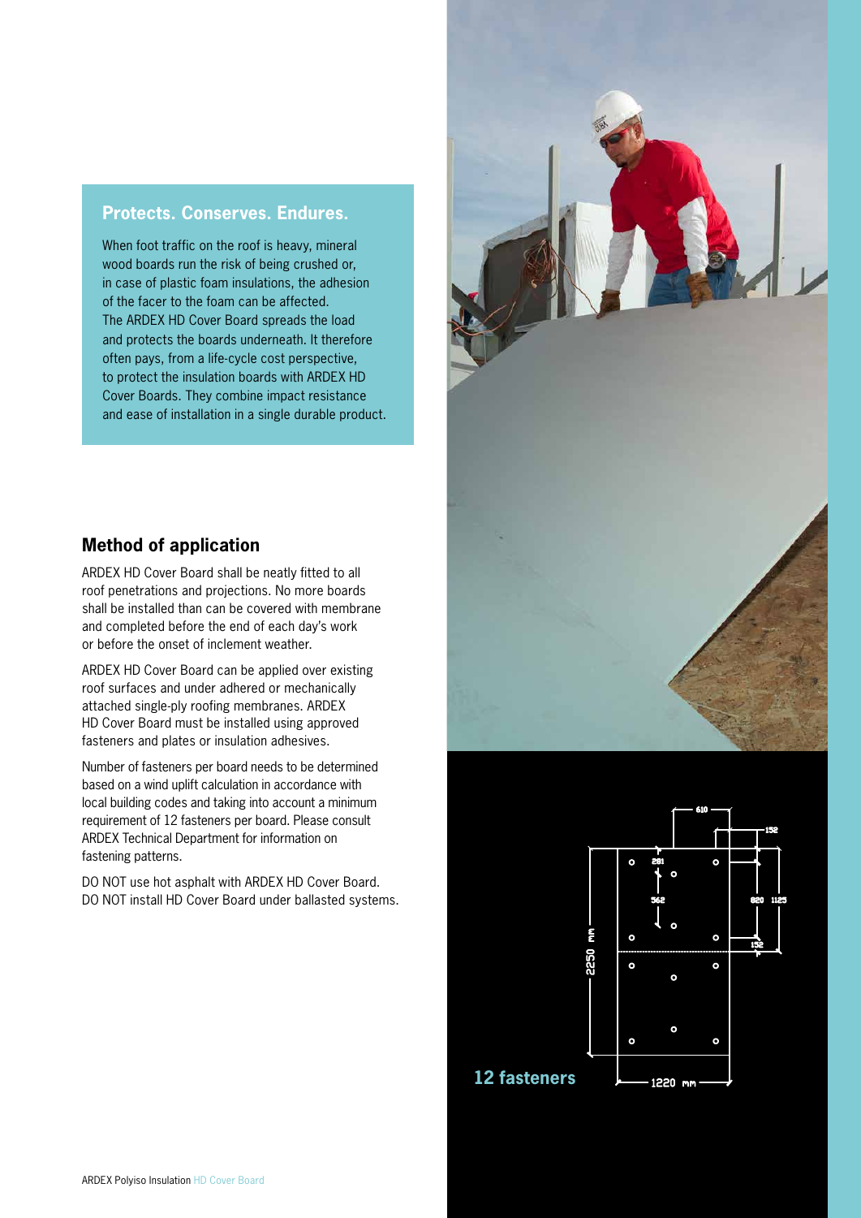## Protects. Conserves. Endures.

When foot traffic on the roof is heavy, mineral wood boards run the risk of being crushed or, in case of plastic foam insulations, the adhesion of the facer to the foam can be affected. The ARDEX HD Cover Board spreads the load and protects the boards underneath. It therefore often pays, from a life-cycle cost perspective, to protect the insulation boards with ARDEX HD Cover Boards. They combine impact resistance and ease of installation in a single durable product.

## Method of application

ARDEX HD Cover Board shall be neatly fitted to all roof penetrations and projections. No more boards shall be installed than can be covered with membrane and completed before the end of each day's work or before the onset of inclement weather.

ARDEX HD Cover Board can be applied over existing roof surfaces and under adhered or mechanically attached single-ply roofing membranes. ARDEX HD Cover Board must be installed using approved fasteners and plates or insulation adhesives.

Number of fasteners per board needs to be determined based on a wind uplift calculation in accordance with local building codes and taking into account a minimum requirement of 12 fasteners per board. Please consult ARDEX Technical Department for information on fastening patterns.

DO NOT use hot asphalt with ARDEX HD Cover Board. DO NOT install HD Cover Board under ballasted systems.

**12 fasteners**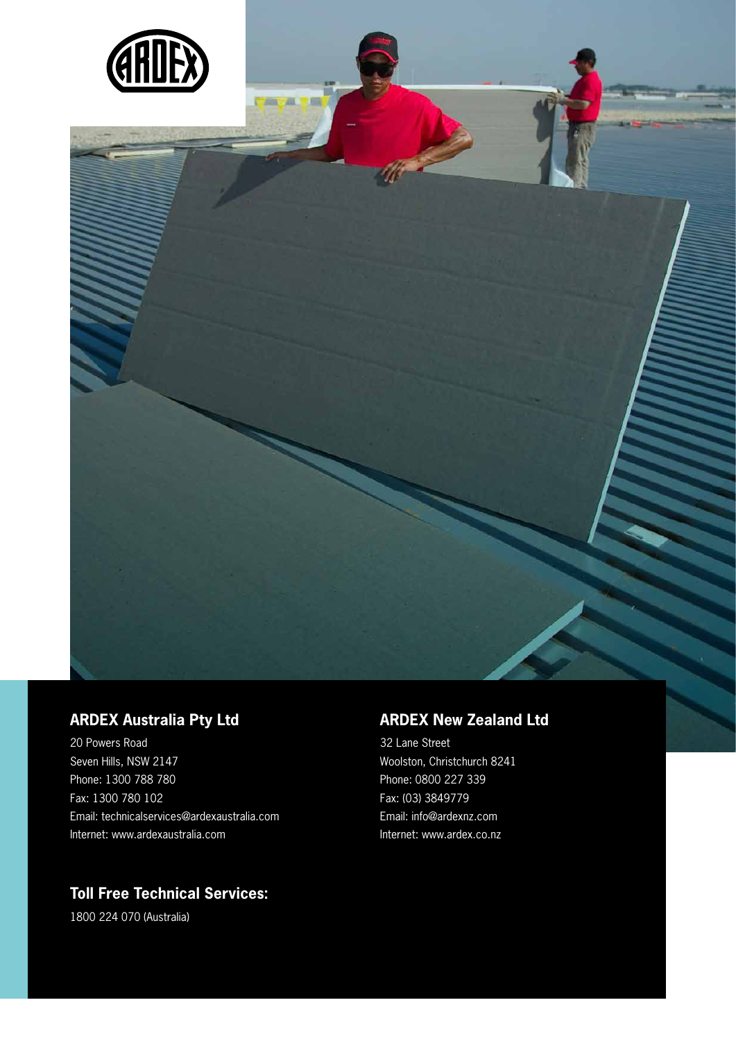## ARDEX Australia Pty Ltd

20 Powers Road
Seven Hills, NSW 2147
Phone: 1300 788 780
Fax: 1300 780 102
Email: technicalservices@ardexaustralia.com
Internet: www.ardexaustralia.com

## ARDEX New Zealand Ltd

32 Lane Street
Woolston, Christchurch 8241
Phone: 0800 227 339
Fax: (03) 3849779
Email: info@ardexnz.com
Internet: www.ardex.co.nz

## Toll Free Technical Services:

1800 224 070 (Australia)